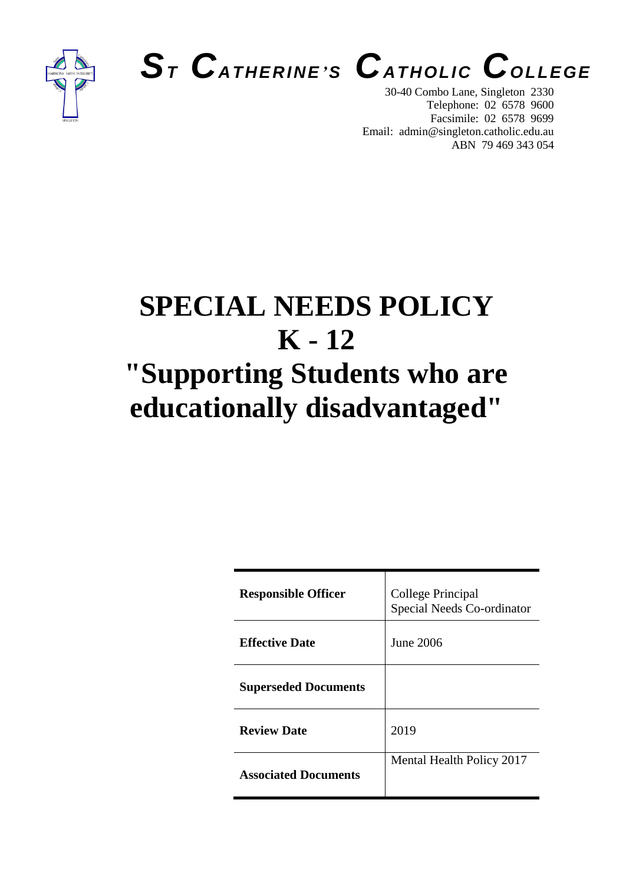# ST CATHERINE'S CATHOLIC COLLEGE

30-40 Combo Lane, Singleton 2330
Telephone: 02 6578 9600
Facsimile: 02 6578 9699
Email: admin@singleton.catholic.edu.au
ABN 79 469 343 054

# SPECIAL NEEDS POLICY
# K - 12
# "Supporting Students who are educationally disadvantaged"

| | |
|---|---|
| **Responsible Officer** | College Principal<br>Special Needs Co-ordinator |
| **Effective Date** | June 2006 |
| **Superseded Documents** | |
| **Review Date** | 2019 |
| **Associated Documents** | Mental Health Policy 2017 |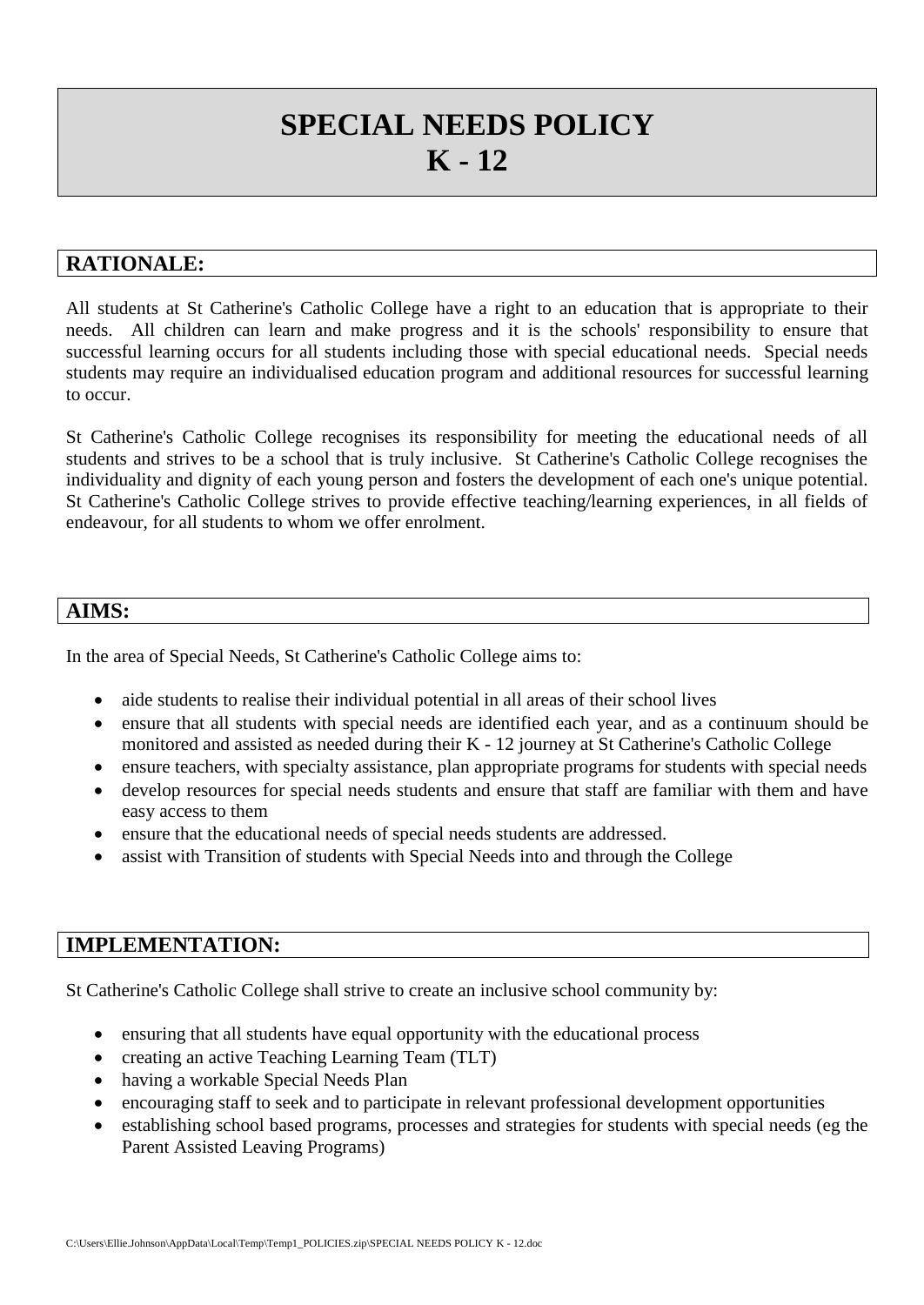# SPECIAL NEEDS POLICY K - 12

## RATIONALE:

All students at St Catherine's Catholic College have a right to an education that is appropriate to their needs. All children can learn and make progress and it is the schools' responsibility to ensure that successful learning occurs for all students including those with special educational needs. Special needs students may require an individualised education program and additional resources for successful learning to occur.

St Catherine's Catholic College recognises its responsibility for meeting the educational needs of all students and strives to be a school that is truly inclusive. St Catherine's Catholic College recognises the individuality and dignity of each young person and fosters the development of each one's unique potential. St Catherine's Catholic College strives to provide effective teaching/learning experiences, in all fields of endeavour, for all students to whom we offer enrolment.

## AIMS:

In the area of Special Needs, St Catherine's Catholic College aims to:

- aide students to realise their individual potential in all areas of their school lives
- ensure that all students with special needs are identified each year, and as a continuum should be monitored and assisted as needed during their K - 12 journey at St Catherine's Catholic College
- ensure teachers, with specialty assistance, plan appropriate programs for students with special needs
- develop resources for special needs students and ensure that staff are familiar with them and have easy access to them
- ensure that the educational needs of special needs students are addressed.
- assist with Transition of students with Special Needs into and through the College

## IMPLEMENTATION:

St Catherine's Catholic College shall strive to create an inclusive school community by:

- ensuring that all students have equal opportunity with the educational process
- creating an active Teaching Learning Team (TLT)
- having a workable Special Needs Plan
- encouraging staff to seek and to participate in relevant professional development opportunities
- establishing school based programs, processes and strategies for students with special needs (eg the Parent Assisted Leaving Programs)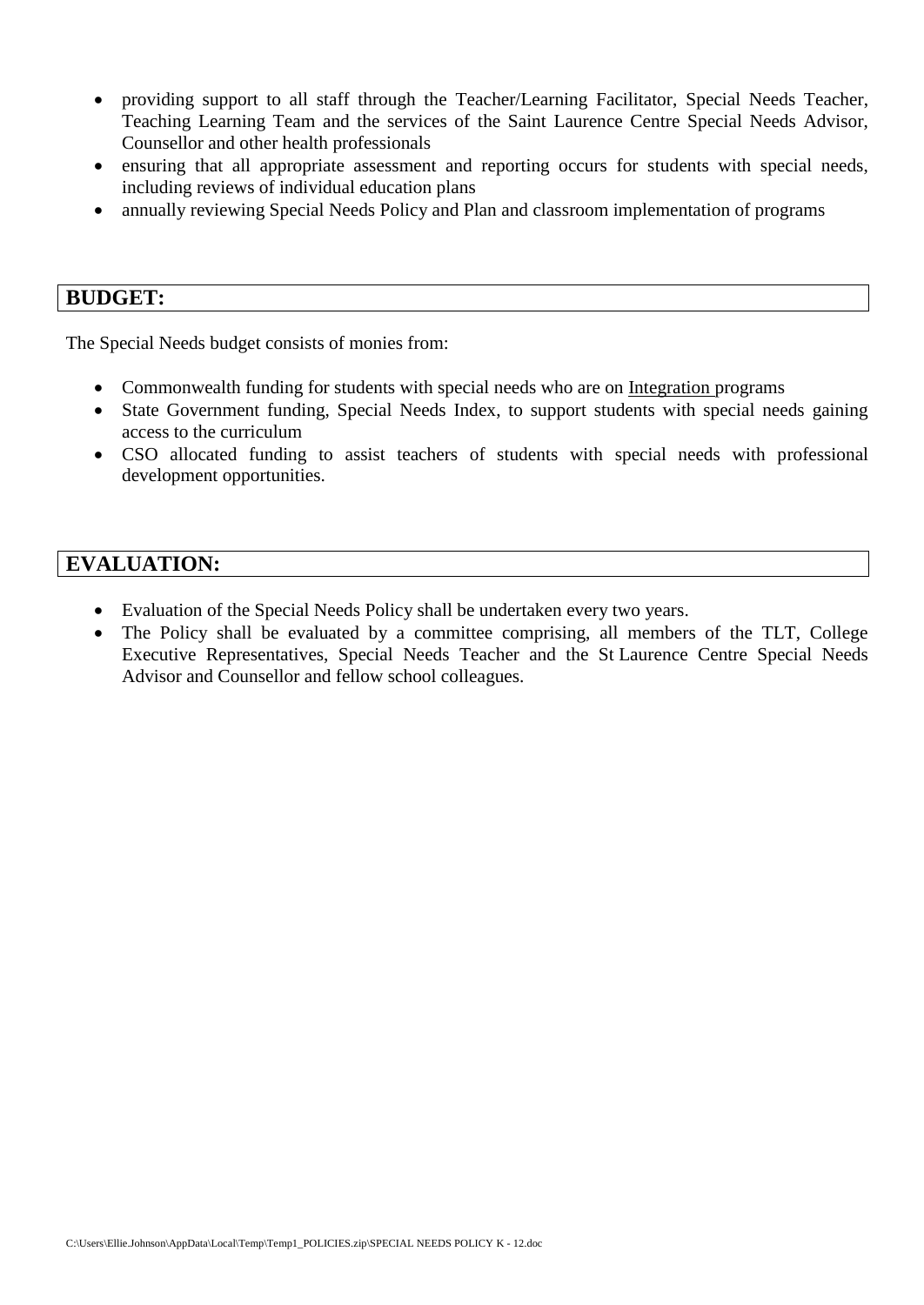- providing support to all staff through the Teacher/Learning Facilitator, Special Needs Teacher, Teaching Learning Team and the services of the Saint Laurence Centre Special Needs Advisor, Counsellor and other health professionals
- ensuring that all appropriate assessment and reporting occurs for students with special needs, including reviews of individual education plans
- annually reviewing Special Needs Policy and Plan and classroom implementation of programs

## BUDGET:

The Special Needs budget consists of monies from:

- Commonwealth funding for students with special needs who are on Integration programs
- State Government funding, Special Needs Index, to support students with special needs gaining access to the curriculum
- CSO allocated funding to assist teachers of students with special needs with professional development opportunities.

## EVALUATION:

- Evaluation of the Special Needs Policy shall be undertaken every two years.
- The Policy shall be evaluated by a committee comprising, all members of the TLT, College Executive Representatives, Special Needs Teacher and the St Laurence Centre Special Needs Advisor and Counsellor and fellow school colleagues.